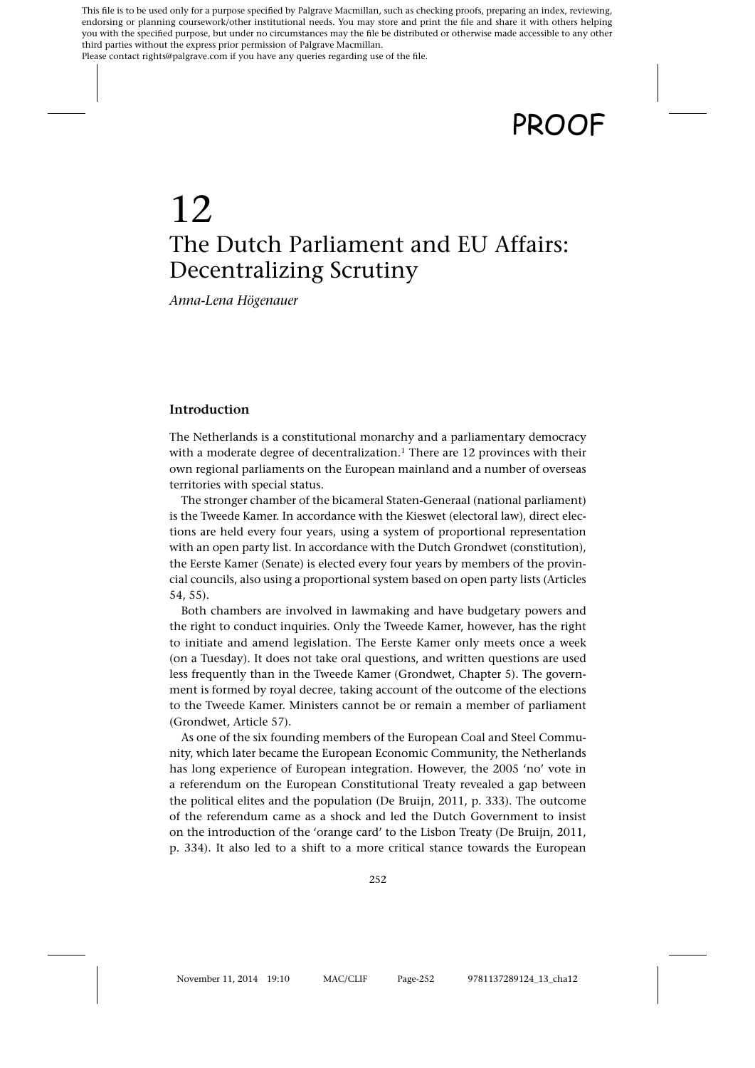# 12
# The Dutch Parliament and EU Affairs: Decentralizing Scrutiny

*Anna-Lena Högenauer*

## Introduction

The Netherlands is a constitutional monarchy and a parliamentary democracy with a moderate degree of decentralization.[1] There are 12 provinces with their own regional parliaments on the European mainland and a number of overseas territories with special status.

The stronger chamber of the bicameral Staten-Generaal (national parliament) is the Tweede Kamer. In accordance with the Kieswet (electoral law), direct elections are held every four years, using a system of proportional representation with an open party list. In accordance with the Dutch Grondwet (constitution), the Eerste Kamer (Senate) is elected every four years by members of the provincial councils, also using a proportional system based on open party lists (Articles 54, 55).

Both chambers are involved in lawmaking and have budgetary powers and the right to conduct inquiries. Only the Tweede Kamer, however, has the right to initiate and amend legislation. The Eerste Kamer only meets once a week (on a Tuesday). It does not take oral questions, and written questions are used less frequently than in the Tweede Kamer (Grondwet, Chapter 5). The government is formed by royal decree, taking account of the outcome of the elections to the Tweede Kamer. Ministers cannot be or remain a member of parliament (Grondwet, Article 57).

As one of the six founding members of the European Coal and Steel Community, which later became the European Economic Community, the Netherlands has long experience of European integration. However, the 2005 'no' vote in a referendum on the European Constitutional Treaty revealed a gap between the political elites and the population (De Bruijn, 2011, p. 333). The outcome of the referendum came as a shock and led the Dutch Government to insist on the introduction of the 'orange card' to the Lisbon Treaty (De Bruijn, 2011, p. 334). It also led to a shift to a more critical stance towards the European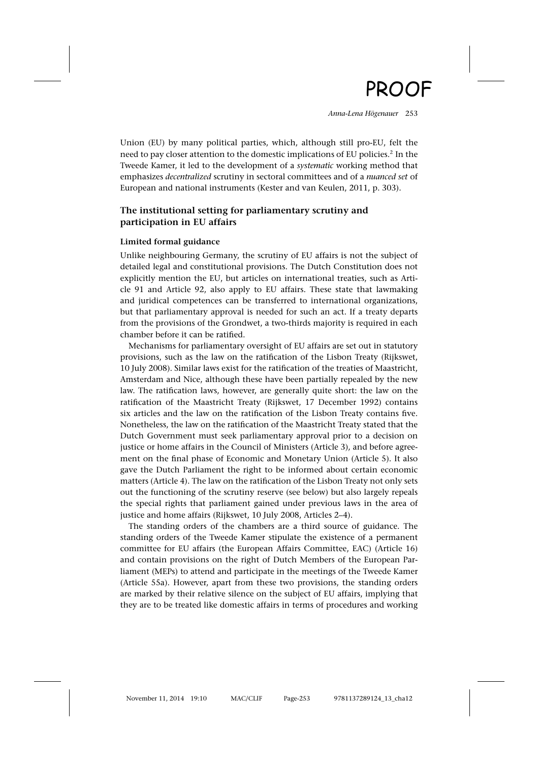Union (EU) by many political parties, which, although still pro-EU, felt the need to pay closer attention to the domestic implications of EU policies.[2] In the Tweede Kamer, it led to the development of a *systematic* working method that emphasizes *decentralized* scrutiny in sectoral committees and of a *nuanced set* of European and national instruments (Kester and van Keulen, 2011, p. 303).

## The institutional setting for parliamentary scrutiny and participation in EU affairs

### Limited formal guidance

Unlike neighbouring Germany, the scrutiny of EU affairs is not the subject of detailed legal and constitutional provisions. The Dutch Constitution does not explicitly mention the EU, but articles on international treaties, such as Article 91 and Article 92, also apply to EU affairs. These state that lawmaking and juridical competences can be transferred to international organizations, but that parliamentary approval is needed for such an act. If a treaty departs from the provisions of the Grondwet, a two-thirds majority is required in each chamber before it can be ratified.

Mechanisms for parliamentary oversight of EU affairs are set out in statutory provisions, such as the law on the ratification of the Lisbon Treaty (Rijkswet, 10 July 2008). Similar laws exist for the ratification of the treaties of Maastricht, Amsterdam and Nice, although these have been partially repealed by the new law. The ratification laws, however, are generally quite short: the law on the ratification of the Maastricht Treaty (Rijkswet, 17 December 1992) contains six articles and the law on the ratification of the Lisbon Treaty contains five. Nonetheless, the law on the ratification of the Maastricht Treaty stated that the Dutch Government must seek parliamentary approval prior to a decision on justice or home affairs in the Council of Ministers (Article 3), and before agreement on the final phase of Economic and Monetary Union (Article 5). It also gave the Dutch Parliament the right to be informed about certain economic matters (Article 4). The law on the ratification of the Lisbon Treaty not only sets out the functioning of the scrutiny reserve (see below) but also largely repeals the special rights that parliament gained under previous laws in the area of justice and home affairs (Rijkswet, 10 July 2008, Articles 2–4).

The standing orders of the chambers are a third source of guidance. The standing orders of the Tweede Kamer stipulate the existence of a permanent committee for EU affairs (the European Affairs Committee, EAC) (Article 16) and contain provisions on the right of Dutch Members of the European Parliament (MEPs) to attend and participate in the meetings of the Tweede Kamer (Article 55a). However, apart from these two provisions, the standing orders are marked by their relative silence on the subject of EU affairs, implying that they are to be treated like domestic affairs in terms of procedures and working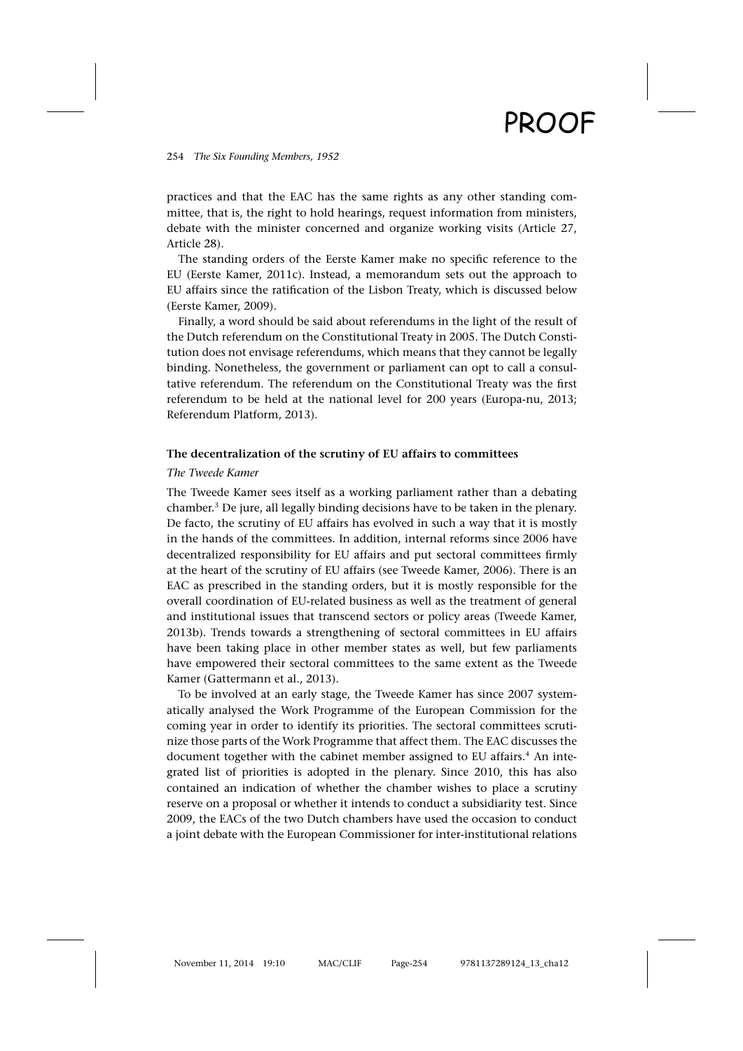practices and that the EAC has the same rights as any other standing committee, that is, the right to hold hearings, request information from ministers, debate with the minister concerned and organize working visits (Article 27, Article 28).

The standing orders of the Eerste Kamer make no specific reference to the EU (Eerste Kamer, 2011c). Instead, a memorandum sets out the approach to EU affairs since the ratification of the Lisbon Treaty, which is discussed below (Eerste Kamer, 2009).

Finally, a word should be said about referendums in the light of the result of the Dutch referendum on the Constitutional Treaty in 2005. The Dutch Constitution does not envisage referendums, which means that they cannot be legally binding. Nonetheless, the government or parliament can opt to call a consultative referendum. The referendum on the Constitutional Treaty was the first referendum to be held at the national level for 200 years (Europa-nu, 2013; Referendum Platform, 2013).

### The decentralization of the scrutiny of EU affairs to committees

#### *The Tweede Kamer*

The Tweede Kamer sees itself as a working parliament rather than a debating chamber.[3] De jure, all legally binding decisions have to be taken in the plenary. De facto, the scrutiny of EU affairs has evolved in such a way that it is mostly in the hands of the committees. In addition, internal reforms since 2006 have decentralized responsibility for EU affairs and put sectoral committees firmly at the heart of the scrutiny of EU affairs (see Tweede Kamer, 2006). There is an EAC as prescribed in the standing orders, but it is mostly responsible for the overall coordination of EU-related business as well as the treatment of general and institutional issues that transcend sectors or policy areas (Tweede Kamer, 2013b). Trends towards a strengthening of sectoral committees in EU affairs have been taking place in other member states as well, but few parliaments have empowered their sectoral committees to the same extent as the Tweede Kamer (Gattermann et al., 2013).

To be involved at an early stage, the Tweede Kamer has since 2007 systematically analysed the Work Programme of the European Commission for the coming year in order to identify its priorities. The sectoral committees scrutinize those parts of the Work Programme that affect them. The EAC discusses the document together with the cabinet member assigned to EU affairs.[4] An integrated list of priorities is adopted in the plenary. Since 2010, this has also contained an indication of whether the chamber wishes to place a scrutiny reserve on a proposal or whether it intends to conduct a subsidiarity test. Since 2009, the EACs of the two Dutch chambers have used the occasion to conduct a joint debate with the European Commissioner for inter-institutional relations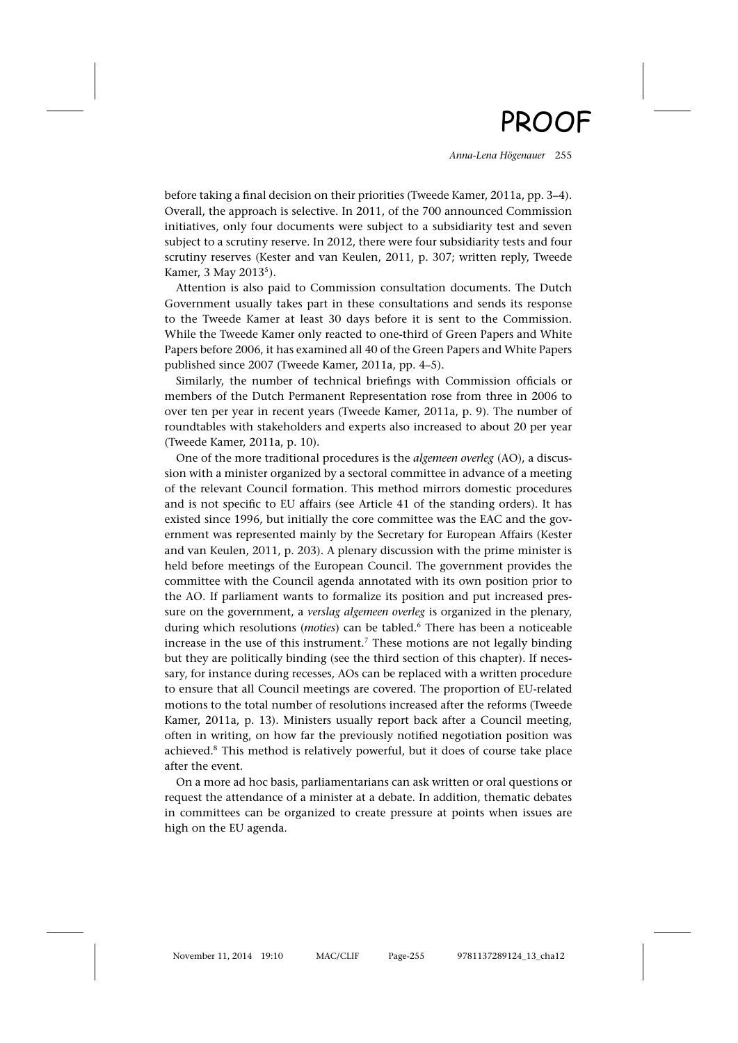before taking a final decision on their priorities (Tweede Kamer, 2011a, pp. 3–4). Overall, the approach is selective. In 2011, of the 700 announced Commission initiatives, only four documents were subject to a subsidiarity test and seven subject to a scrutiny reserve. In 2012, there were four subsidiarity tests and four scrutiny reserves (Kester and van Keulen, 2011, p. 307; written reply, Tweede Kamer, 3 May 2013[5]).

Attention is also paid to Commission consultation documents. The Dutch Government usually takes part in these consultations and sends its response to the Tweede Kamer at least 30 days before it is sent to the Commission. While the Tweede Kamer only reacted to one-third of Green Papers and White Papers before 2006, it has examined all 40 of the Green Papers and White Papers published since 2007 (Tweede Kamer, 2011a, pp. 4–5).

Similarly, the number of technical briefings with Commission officials or members of the Dutch Permanent Representation rose from three in 2006 to over ten per year in recent years (Tweede Kamer, 2011a, p. 9). The number of roundtables with stakeholders and experts also increased to about 20 per year (Tweede Kamer, 2011a, p. 10).

One of the more traditional procedures is the *algemeen overleg* (AO), a discussion with a minister organized by a sectoral committee in advance of a meeting of the relevant Council formation. This method mirrors domestic procedures and is not specific to EU affairs (see Article 41 of the standing orders). It has existed since 1996, but initially the core committee was the EAC and the government was represented mainly by the Secretary for European Affairs (Kester and van Keulen, 2011, p. 203). A plenary discussion with the prime minister is held before meetings of the European Council. The government provides the committee with the Council agenda annotated with its own position prior to the AO. If parliament wants to formalize its position and put increased pressure on the government, a *verslag algemeen overleg* is organized in the plenary, during which resolutions (*moties*) can be tabled.[6] There has been a noticeable increase in the use of this instrument.[7] These motions are not legally binding but they are politically binding (see the third section of this chapter). If necessary, for instance during recesses, AOs can be replaced with a written procedure to ensure that all Council meetings are covered. The proportion of EU-related motions to the total number of resolutions increased after the reforms (Tweede Kamer, 2011a, p. 13). Ministers usually report back after a Council meeting, often in writing, on how far the previously notified negotiation position was achieved.[8] This method is relatively powerful, but it does of course take place after the event.

On a more ad hoc basis, parliamentarians can ask written or oral questions or request the attendance of a minister at a debate. In addition, thematic debates in committees can be organized to create pressure at points when issues are high on the EU agenda.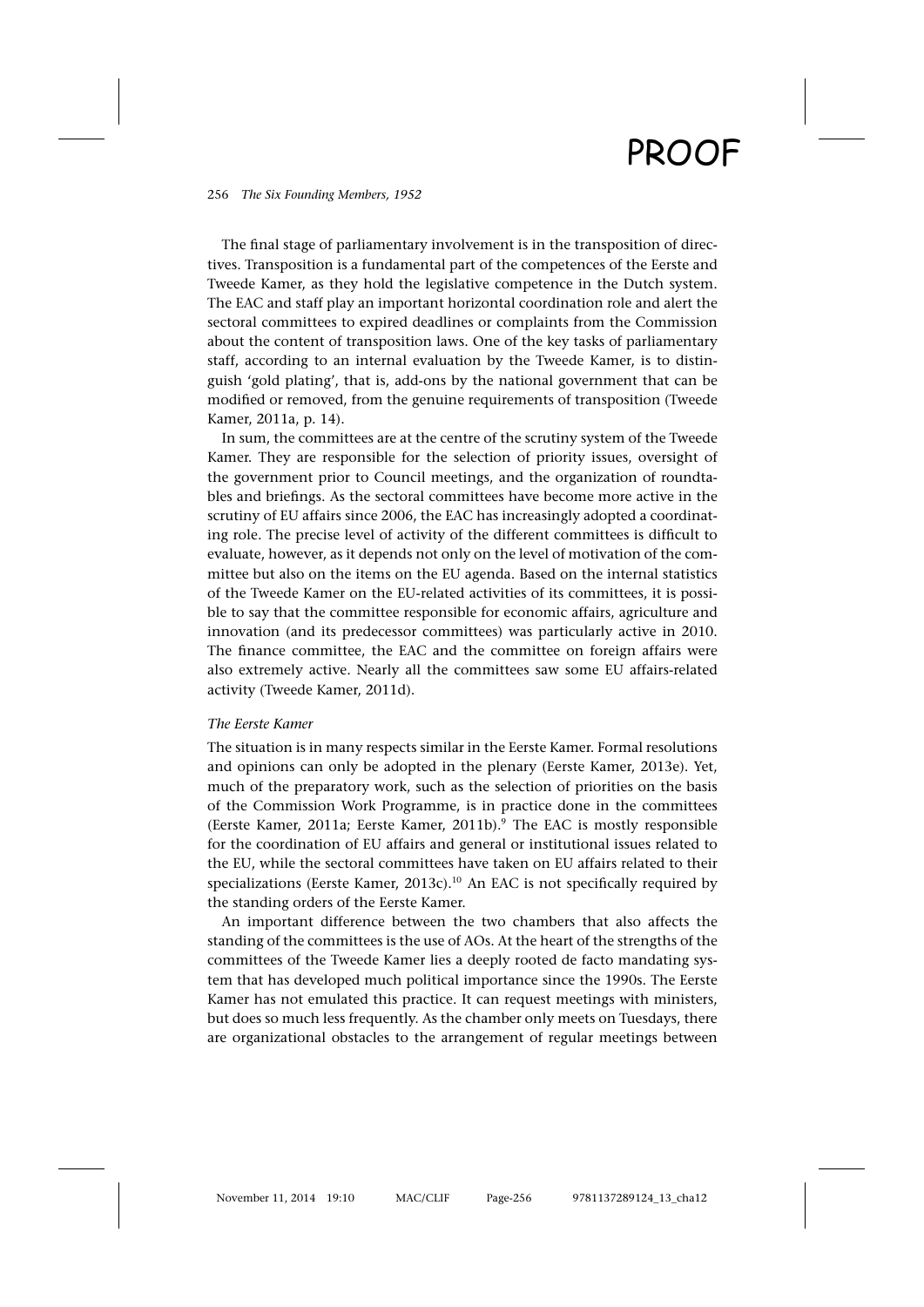The final stage of parliamentary involvement is in the transposition of directives. Transposition is a fundamental part of the competences of the Eerste and Tweede Kamer, as they hold the legislative competence in the Dutch system. The EAC and staff play an important horizontal coordination role and alert the sectoral committees to expired deadlines or complaints from the Commission about the content of transposition laws. One of the key tasks of parliamentary staff, according to an internal evaluation by the Tweede Kamer, is to distinguish 'gold plating', that is, add-ons by the national government that can be modified or removed, from the genuine requirements of transposition (Tweede Kamer, 2011a, p. 14).

In sum, the committees are at the centre of the scrutiny system of the Tweede Kamer. They are responsible for the selection of priority issues, oversight of the government prior to Council meetings, and the organization of roundtables and briefings. As the sectoral committees have become more active in the scrutiny of EU affairs since 2006, the EAC has increasingly adopted a coordinating role. The precise level of activity of the different committees is difficult to evaluate, however, as it depends not only on the level of motivation of the committee but also on the items on the EU agenda. Based on the internal statistics of the Tweede Kamer on the EU-related activities of its committees, it is possible to say that the committee responsible for economic affairs, agriculture and innovation (and its predecessor committees) was particularly active in 2010. The finance committee, the EAC and the committee on foreign affairs were also extremely active. Nearly all the committees saw some EU affairs-related activity (Tweede Kamer, 2011d).

*The Eerste Kamer*

The situation is in many respects similar in the Eerste Kamer. Formal resolutions and opinions can only be adopted in the plenary (Eerste Kamer, 2013e). Yet, much of the preparatory work, such as the selection of priorities on the basis of the Commission Work Programme, is in practice done in the committees (Eerste Kamer, 2011a; Eerste Kamer, 2011b).[9] The EAC is mostly responsible for the coordination of EU affairs and general or institutional issues related to the EU, while the sectoral committees have taken on EU affairs related to their specializations (Eerste Kamer, 2013c).[10] An EAC is not specifically required by the standing orders of the Eerste Kamer.

An important difference between the two chambers that also affects the standing of the committees is the use of AOs. At the heart of the strengths of the committees of the Tweede Kamer lies a deeply rooted de facto mandating system that has developed much political importance since the 1990s. The Eerste Kamer has not emulated this practice. It can request meetings with ministers, but does so much less frequently. As the chamber only meets on Tuesdays, there are organizational obstacles to the arrangement of regular meetings between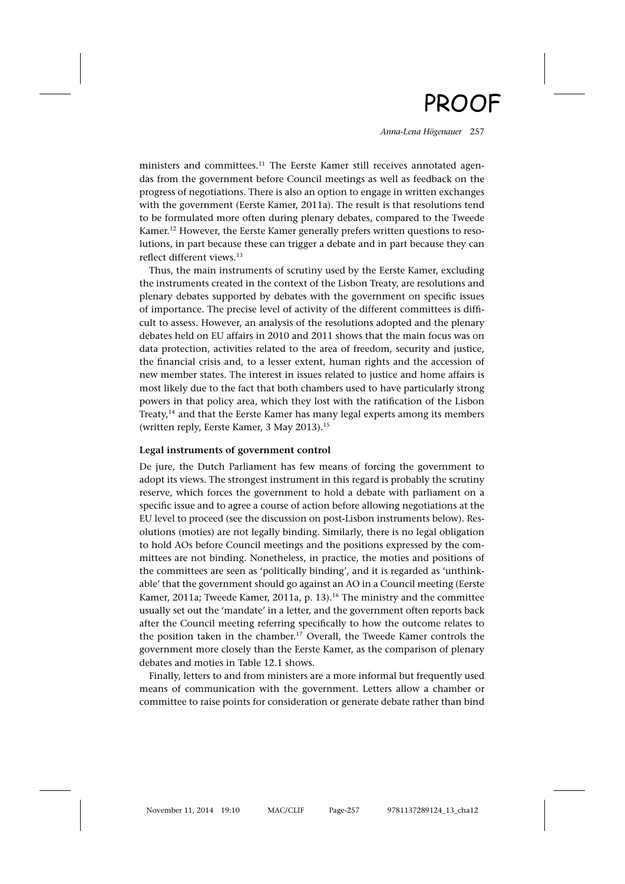ministers and committees.[11] The Eerste Kamer still receives annotated agendas from the government before Council meetings as well as feedback on the progress of negotiations. There is also an option to engage in written exchanges with the government (Eerste Kamer, 2011a). The result is that resolutions tend to be formulated more often during plenary debates, compared to the Tweede Kamer.[12] However, the Eerste Kamer generally prefers written questions to resolutions, in part because these can trigger a debate and in part because they can reflect different views.[13]

Thus, the main instruments of scrutiny used by the Eerste Kamer, excluding the instruments created in the context of the Lisbon Treaty, are resolutions and plenary debates supported by debates with the government on specific issues of importance. The precise level of activity of the different committees is difficult to assess. However, an analysis of the resolutions adopted and the plenary debates held on EU affairs in 2010 and 2011 shows that the main focus was on data protection, activities related to the area of freedom, security and justice, the financial crisis and, to a lesser extent, human rights and the accession of new member states. The interest in issues related to justice and home affairs is most likely due to the fact that both chambers used to have particularly strong powers in that policy area, which they lost with the ratification of the Lisbon Treaty,[14] and that the Eerste Kamer has many legal experts among its members (written reply, Eerste Kamer, 3 May 2013).[15]

### Legal instruments of government control

De jure, the Dutch Parliament has few means of forcing the government to adopt its views. The strongest instrument in this regard is probably the scrutiny reserve, which forces the government to hold a debate with parliament on a specific issue and to agree a course of action before allowing negotiations at the EU level to proceed (see the discussion on post-Lisbon instruments below). Resolutions (moties) are not legally binding. Similarly, there is no legal obligation to hold AOs before Council meetings and the positions expressed by the committees are not binding. Nonetheless, in practice, the moties and positions of the committees are seen as 'politically binding', and it is regarded as 'unthinkable' that the government should go against an AO in a Council meeting (Eerste Kamer, 2011a; Tweede Kamer, 2011a, p. 13).[16] The ministry and the committee usually set out the 'mandate' in a letter, and the government often reports back after the Council meeting referring specifically to how the outcome relates to the position taken in the chamber.[17] Overall, the Tweede Kamer controls the government more closely than the Eerste Kamer, as the comparison of plenary debates and moties in Table 12.1 shows.

Finally, letters to and from ministers are a more informal but frequently used means of communication with the government. Letters allow a chamber or committee to raise points for consideration or generate debate rather than bind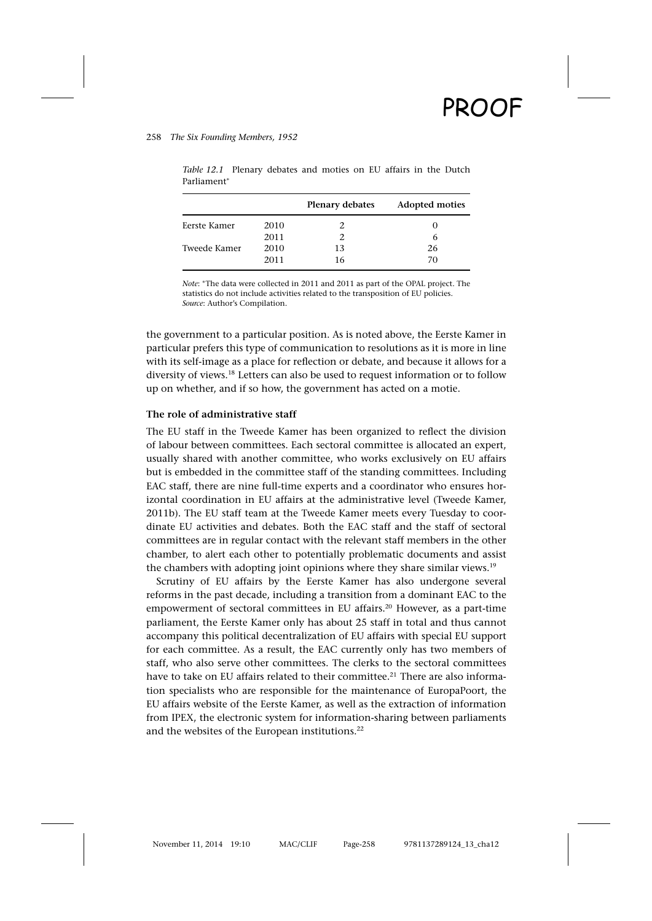*Table 12.1* Plenary debates and moties on EU affairs in the Dutch Parliament*

| | | Plenary debates | Adopted moties |
|---|---|---|---|
| Eerste Kamer | 2010 | 2 | 0 |
| | 2011 | 2 | 6 |
| Tweede Kamer | 2010 | 13 | 26 |
| | 2011 | 16 | 70 |

*Note*: *The data were collected in 2011 and 2011 as part of the OPAL project. The statistics do not include activities related to the transposition of EU policies.
*Source*: Author's Compilation.

the government to a particular position. As is noted above, the Eerste Kamer in particular prefers this type of communication to resolutions as it is more in line with its self-image as a place for reflection or debate, and because it allows for a diversity of views.[18] Letters can also be used to request information or to follow up on whether, and if so how, the government has acted on a motie.

**The role of administrative staff**

The EU staff in the Tweede Kamer has been organized to reflect the division of labour between committees. Each sectoral committee is allocated an expert, usually shared with another committee, who works exclusively on EU affairs but is embedded in the committee staff of the standing committees. Including EAC staff, there are nine full-time experts and a coordinator who ensures horizontal coordination in EU affairs at the administrative level (Tweede Kamer, 2011b). The EU staff team at the Tweede Kamer meets every Tuesday to coordinate EU activities and debates. Both the EAC staff and the staff of sectoral committees are in regular contact with the relevant staff members in the other chamber, to alert each other to potentially problematic documents and assist the chambers with adopting joint opinions where they share similar views.[19]

Scrutiny of EU affairs by the Eerste Kamer has also undergone several reforms in the past decade, including a transition from a dominant EAC to the empowerment of sectoral committees in EU affairs.[20] However, as a part-time parliament, the Eerste Kamer only has about 25 staff in total and thus cannot accompany this political decentralization of EU affairs with special EU support for each committee. As a result, the EAC currently only has two members of staff, who also serve other committees. The clerks to the sectoral committees have to take on EU affairs related to their committee.[21] There are also information specialists who are responsible for the maintenance of EuropaPoort, the EU affairs website of the Eerste Kamer, as well as the extraction of information from IPEX, the electronic system for information-sharing between parliaments and the websites of the European institutions.[22]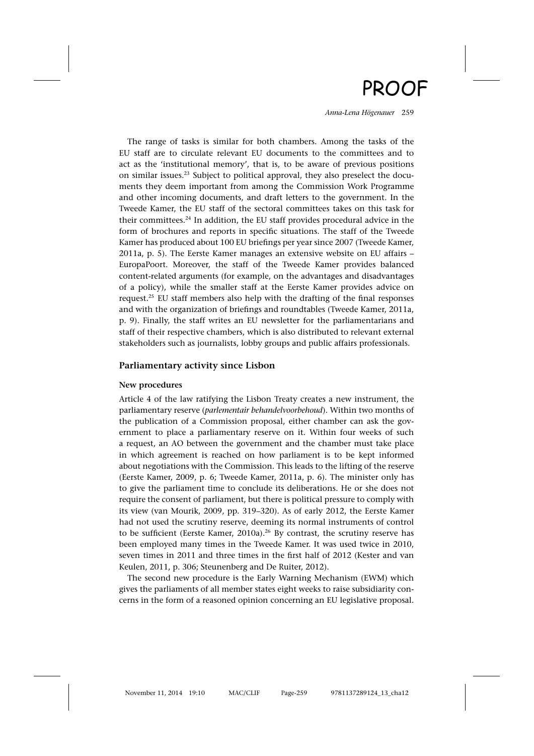The range of tasks is similar for both chambers. Among the tasks of the EU staff are to circulate relevant EU documents to the committees and to act as the 'institutional memory', that is, to be aware of previous positions on similar issues.[23] Subject to political approval, they also preselect the documents they deem important from among the Commission Work Programme and other incoming documents, and draft letters to the government. In the Tweede Kamer, the EU staff of the sectoral committees takes on this task for their committees.[24] In addition, the EU staff provides procedural advice in the form of brochures and reports in specific situations. The staff of the Tweede Kamer has produced about 100 EU briefings per year since 2007 (Tweede Kamer, 2011a, p. 5). The Eerste Kamer manages an extensive website on EU affairs – EuropaPoort. Moreover, the staff of the Tweede Kamer provides balanced content-related arguments (for example, on the advantages and disadvantages of a policy), while the smaller staff at the Eerste Kamer provides advice on request.[25] EU staff members also help with the drafting of the final responses and with the organization of briefings and roundtables (Tweede Kamer, 2011a, p. 9). Finally, the staff writes an EU newsletter for the parliamentarians and staff of their respective chambers, which is also distributed to relevant external stakeholders such as journalists, lobby groups and public affairs professionals.

## Parliamentary activity since Lisbon

### New procedures

Article 4 of the law ratifying the Lisbon Treaty creates a new instrument, the parliamentary reserve (*parlementair behandelvoorbehoud*). Within two months of the publication of a Commission proposal, either chamber can ask the government to place a parliamentary reserve on it. Within four weeks of such a request, an AO between the government and the chamber must take place in which agreement is reached on how parliament is to be kept informed about negotiations with the Commission. This leads to the lifting of the reserve (Eerste Kamer, 2009, p. 6; Tweede Kamer, 2011a, p. 6). The minister only has to give the parliament time to conclude its deliberations. He or she does not require the consent of parliament, but there is political pressure to comply with its view (van Mourik, 2009, pp. 319–320). As of early 2012, the Eerste Kamer had not used the scrutiny reserve, deeming its normal instruments of control to be sufficient (Eerste Kamer, 2010a).[26] By contrast, the scrutiny reserve has been employed many times in the Tweede Kamer. It was used twice in 2010, seven times in 2011 and three times in the first half of 2012 (Kester and van Keulen, 2011, p. 306; Steunenberg and De Ruiter, 2012).

The second new procedure is the Early Warning Mechanism (EWM) which gives the parliaments of all member states eight weeks to raise subsidiarity concerns in the form of a reasoned opinion concerning an EU legislative proposal.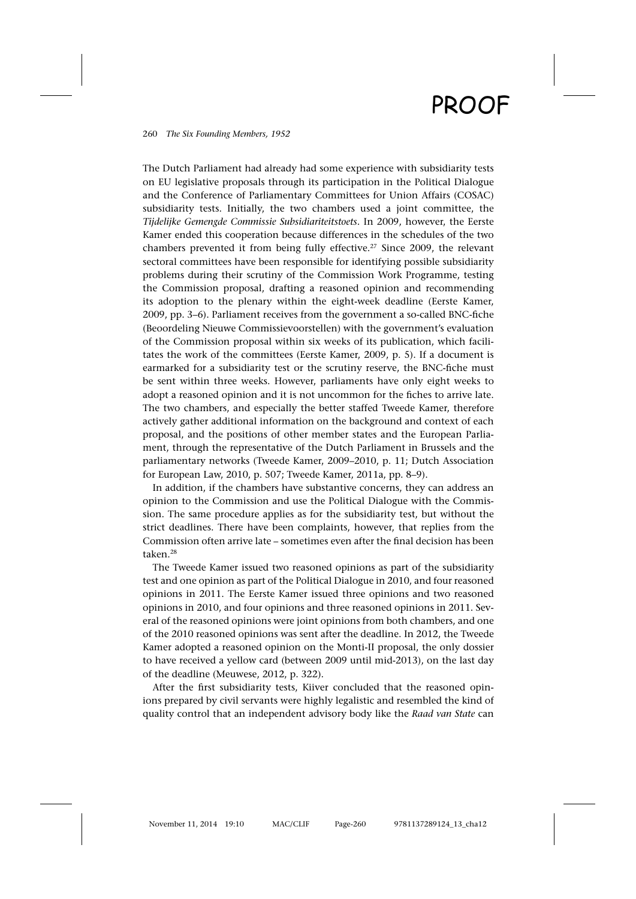The Dutch Parliament had already had some experience with subsidiarity tests on EU legislative proposals through its participation in the Political Dialogue and the Conference of Parliamentary Committees for Union Affairs (COSAC) subsidiarity tests. Initially, the two chambers used a joint committee, the *Tijdelijke Gemengde Commissie Subsidiariteitstoets*. In 2009, however, the Eerste Kamer ended this cooperation because differences in the schedules of the two chambers prevented it from being fully effective.[27] Since 2009, the relevant sectoral committees have been responsible for identifying possible subsidiarity problems during their scrutiny of the Commission Work Programme, testing the Commission proposal, drafting a reasoned opinion and recommending its adoption to the plenary within the eight-week deadline (Eerste Kamer, 2009, pp. 3–6). Parliament receives from the government a so-called BNC-fiche (Beoordeling Nieuwe Commissievoorstellen) with the government's evaluation of the Commission proposal within six weeks of its publication, which facilitates the work of the committees (Eerste Kamer, 2009, p. 5). If a document is earmarked for a subsidiarity test or the scrutiny reserve, the BNC-fiche must be sent within three weeks. However, parliaments have only eight weeks to adopt a reasoned opinion and it is not uncommon for the fiches to arrive late. The two chambers, and especially the better staffed Tweede Kamer, therefore actively gather additional information on the background and context of each proposal, and the positions of other member states and the European Parliament, through the representative of the Dutch Parliament in Brussels and the parliamentary networks (Tweede Kamer, 2009–2010, p. 11; Dutch Association for European Law, 2010, p. 507; Tweede Kamer, 2011a, pp. 8–9).

In addition, if the chambers have substantive concerns, they can address an opinion to the Commission and use the Political Dialogue with the Commission. The same procedure applies as for the subsidiarity test, but without the strict deadlines. There have been complaints, however, that replies from the Commission often arrive late – sometimes even after the final decision has been taken.[28]

The Tweede Kamer issued two reasoned opinions as part of the subsidiarity test and one opinion as part of the Political Dialogue in 2010, and four reasoned opinions in 2011. The Eerste Kamer issued three opinions and two reasoned opinions in 2010, and four opinions and three reasoned opinions in 2011. Several of the reasoned opinions were joint opinions from both chambers, and one of the 2010 reasoned opinions was sent after the deadline. In 2012, the Tweede Kamer adopted a reasoned opinion on the Monti-II proposal, the only dossier to have received a yellow card (between 2009 until mid-2013), on the last day of the deadline (Meuwese, 2012, p. 322).

After the first subsidiarity tests, Kiiver concluded that the reasoned opinions prepared by civil servants were highly legalistic and resembled the kind of quality control that an independent advisory body like the *Raad van State* can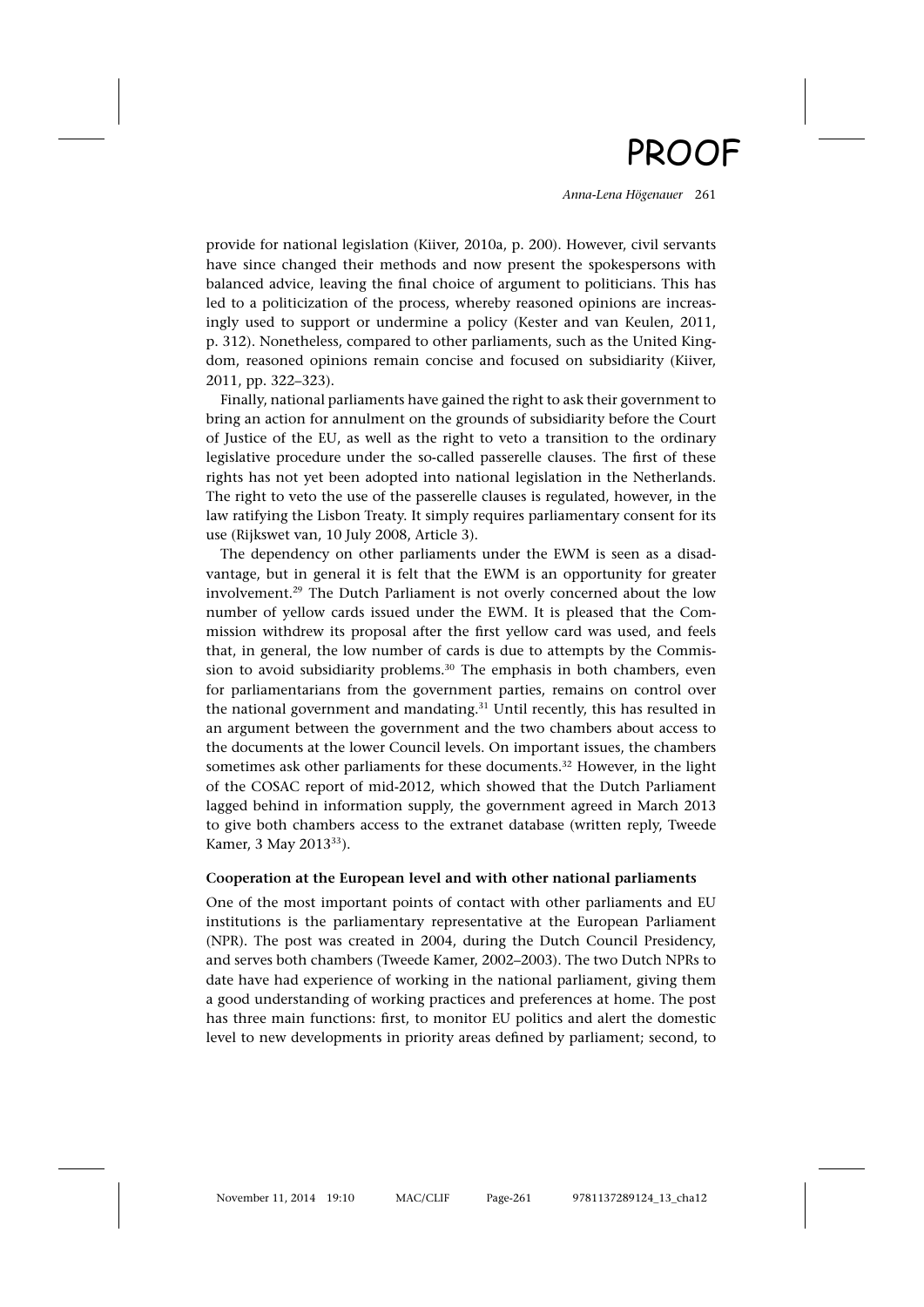provide for national legislation (Kiiver, 2010a, p. 200). However, civil servants have since changed their methods and now present the spokespersons with balanced advice, leaving the final choice of argument to politicians. This has led to a politicization of the process, whereby reasoned opinions are increasingly used to support or undermine a policy (Kester and van Keulen, 2011, p. 312). Nonetheless, compared to other parliaments, such as the United Kingdom, reasoned opinions remain concise and focused on subsidiarity (Kiiver, 2011, pp. 322–323).

Finally, national parliaments have gained the right to ask their government to bring an action for annulment on the grounds of subsidiarity before the Court of Justice of the EU, as well as the right to veto a transition to the ordinary legislative procedure under the so-called passerelle clauses. The first of these rights has not yet been adopted into national legislation in the Netherlands. The right to veto the use of the passerelle clauses is regulated, however, in the law ratifying the Lisbon Treaty. It simply requires parliamentary consent for its use (Rijkswet van, 10 July 2008, Article 3).

The dependency on other parliaments under the EWM is seen as a disadvantage, but in general it is felt that the EWM is an opportunity for greater involvement.[29] The Dutch Parliament is not overly concerned about the low number of yellow cards issued under the EWM. It is pleased that the Commission withdrew its proposal after the first yellow card was used, and feels that, in general, the low number of cards is due to attempts by the Commission to avoid subsidiarity problems.[30] The emphasis in both chambers, even for parliamentarians from the government parties, remains on control over the national government and mandating.[31] Until recently, this has resulted in an argument between the government and the two chambers about access to the documents at the lower Council levels. On important issues, the chambers sometimes ask other parliaments for these documents.[32] However, in the light of the COSAC report of mid-2012, which showed that the Dutch Parliament lagged behind in information supply, the government agreed in March 2013 to give both chambers access to the extranet database (written reply, Tweede Kamer, 3 May 2013[33]).

**Cooperation at the European level and with other national parliaments**

One of the most important points of contact with other parliaments and EU institutions is the parliamentary representative at the European Parliament (NPR). The post was created in 2004, during the Dutch Council Presidency, and serves both chambers (Tweede Kamer, 2002–2003). The two Dutch NPRs to date have had experience of working in the national parliament, giving them a good understanding of working practices and preferences at home. The post has three main functions: first, to monitor EU politics and alert the domestic level to new developments in priority areas defined by parliament; second, to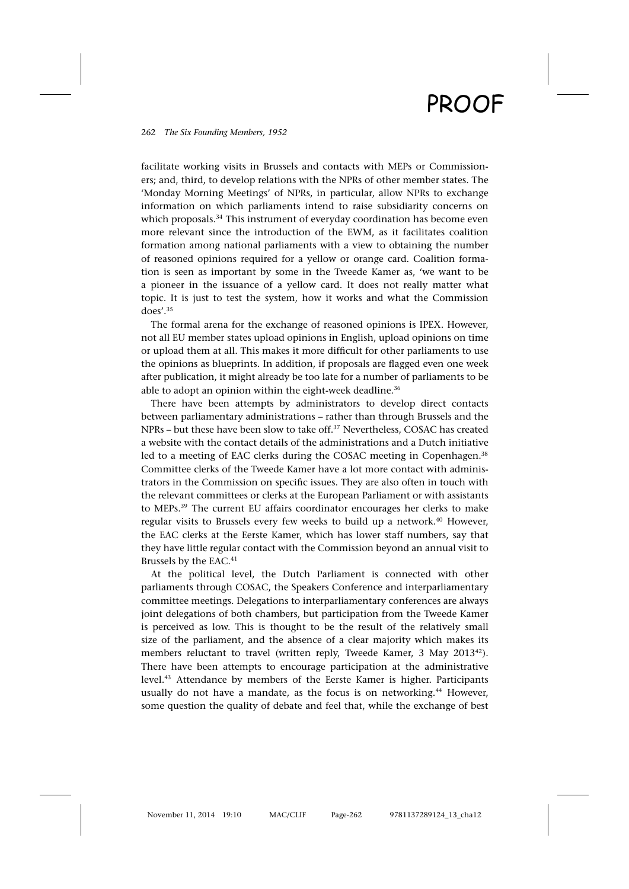facilitate working visits in Brussels and contacts with MEPs or Commissioners; and, third, to develop relations with the NPRs of other member states. The 'Monday Morning Meetings' of NPRs, in particular, allow NPRs to exchange information on which parliaments intend to raise subsidiarity concerns on which proposals.[34] This instrument of everyday coordination has become even more relevant since the introduction of the EWM, as it facilitates coalition formation among national parliaments with a view to obtaining the number of reasoned opinions required for a yellow or orange card. Coalition formation is seen as important by some in the Tweede Kamer as, 'we want to be a pioneer in the issuance of a yellow card. It does not really matter what topic. It is just to test the system, how it works and what the Commission does'.[35]

The formal arena for the exchange of reasoned opinions is IPEX. However, not all EU member states upload opinions in English, upload opinions on time or upload them at all. This makes it more difficult for other parliaments to use the opinions as blueprints. In addition, if proposals are flagged even one week after publication, it might already be too late for a number of parliaments to be able to adopt an opinion within the eight-week deadline.[36]

There have been attempts by administrators to develop direct contacts between parliamentary administrations – rather than through Brussels and the NPRs – but these have been slow to take off.[37] Nevertheless, COSAC has created a website with the contact details of the administrations and a Dutch initiative led to a meeting of EAC clerks during the COSAC meeting in Copenhagen.[38] Committee clerks of the Tweede Kamer have a lot more contact with administrators in the Commission on specific issues. They are also often in touch with the relevant committees or clerks at the European Parliament or with assistants to MEPs.[39] The current EU affairs coordinator encourages her clerks to make regular visits to Brussels every few weeks to build up a network.[40] However, the EAC clerks at the Eerste Kamer, which has lower staff numbers, say that they have little regular contact with the Commission beyond an annual visit to Brussels by the EAC.[41]

At the political level, the Dutch Parliament is connected with other parliaments through COSAC, the Speakers Conference and interparliamentary committee meetings. Delegations to interparliamentary conferences are always joint delegations of both chambers, but participation from the Tweede Kamer is perceived as low. This is thought to be the result of the relatively small size of the parliament, and the absence of a clear majority which makes its members reluctant to travel (written reply, Tweede Kamer, 3 May 2013[42]). There have been attempts to encourage participation at the administrative level.[43] Attendance by members of the Eerste Kamer is higher. Participants usually do not have a mandate, as the focus is on networking.[44] However, some question the quality of debate and feel that, while the exchange of best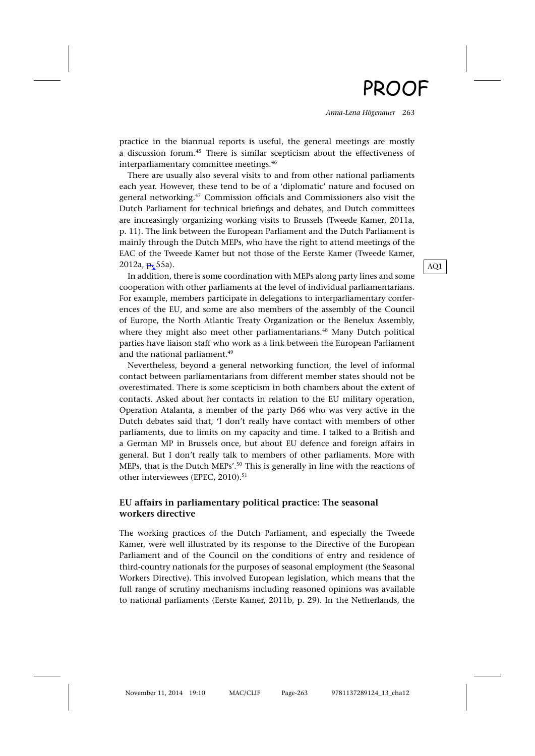practice in the biannual reports is useful, the general meetings are mostly a discussion forum.[45] There is similar scepticism about the effectiveness of interparliamentary committee meetings.[46]

There are usually also several visits to and from other national parliaments each year. However, these tend to be of a 'diplomatic' nature and focused on general networking.[47] Commission officials and Commissioners also visit the Dutch Parliament for technical briefings and debates, and Dutch committees are increasingly organizing working visits to Brussels (Tweede Kamer, 2011a, p. 11). The link between the European Parliament and the Dutch Parliament is mainly through the Dutch MEPs, who have the right to attend meetings of the EAC of the Tweede Kamer but not those of the Eerste Kamer (Tweede Kamer, 2012a, p. 55a).

In addition, there is some coordination with MEPs along party lines and some cooperation with other parliaments at the level of individual parliamentarians. For example, members participate in delegations to interparliamentary conferences of the EU, and some are also members of the assembly of the Council of Europe, the North Atlantic Treaty Organization or the Benelux Assembly, where they might also meet other parliamentarians.[48] Many Dutch political parties have liaison staff who work as a link between the European Parliament and the national parliament.[49]

Nevertheless, beyond a general networking function, the level of informal contact between parliamentarians from different member states should not be overestimated. There is some scepticism in both chambers about the extent of contacts. Asked about her contacts in relation to the EU military operation, Operation Atalanta, a member of the party D66 who was very active in the Dutch debates said that, 'I don't really have contact with members of other parliaments, due to limits on my capacity and time. I talked to a British and a German MP in Brussels once, but about EU defence and foreign affairs in general. But I don't really talk to members of other parliaments. More with MEPs, that is the Dutch MEPs'.[50] This is generally in line with the reactions of other interviewees (EPEC, 2010).[51]

## EU affairs in parliamentary political practice: The seasonal workers directive

The working practices of the Dutch Parliament, and especially the Tweede Kamer, were well illustrated by its response to the Directive of the European Parliament and of the Council on the conditions of entry and residence of third-country nationals for the purposes of seasonal employment (the Seasonal Workers Directive). This involved European legislation, which means that the full range of scrutiny mechanisms including reasoned opinions was available to national parliaments (Eerste Kamer, 2011b, p. 29). In the Netherlands, the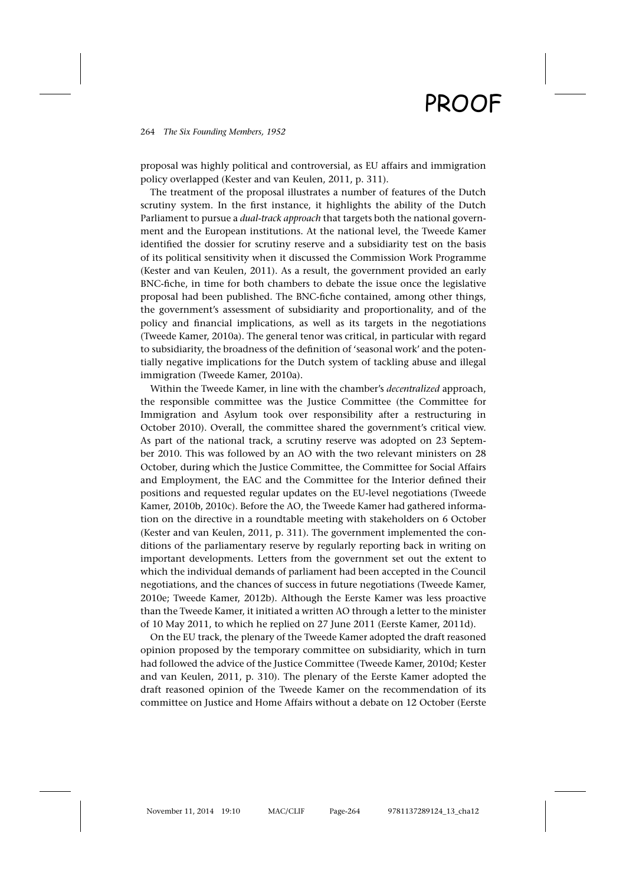proposal was highly political and controversial, as EU affairs and immigration policy overlapped (Kester and van Keulen, 2011, p. 311).

The treatment of the proposal illustrates a number of features of the Dutch scrutiny system. In the first instance, it highlights the ability of the Dutch Parliament to pursue a *dual-track approach* that targets both the national government and the European institutions. At the national level, the Tweede Kamer identified the dossier for scrutiny reserve and a subsidiarity test on the basis of its political sensitivity when it discussed the Commission Work Programme (Kester and van Keulen, 2011). As a result, the government provided an early BNC-fiche, in time for both chambers to debate the issue once the legislative proposal had been published. The BNC-fiche contained, among other things, the government's assessment of subsidiarity and proportionality, and of the policy and financial implications, as well as its targets in the negotiations (Tweede Kamer, 2010a). The general tenor was critical, in particular with regard to subsidiarity, the broadness of the definition of 'seasonal work' and the potentially negative implications for the Dutch system of tackling abuse and illegal immigration (Tweede Kamer, 2010a).

Within the Tweede Kamer, in line with the chamber's *decentralized* approach, the responsible committee was the Justice Committee (the Committee for Immigration and Asylum took over responsibility after a restructuring in October 2010). Overall, the committee shared the government's critical view. As part of the national track, a scrutiny reserve was adopted on 23 September 2010. This was followed by an AO with the two relevant ministers on 28 October, during which the Justice Committee, the Committee for Social Affairs and Employment, the EAC and the Committee for the Interior defined their positions and requested regular updates on the EU-level negotiations (Tweede Kamer, 2010b, 2010c). Before the AO, the Tweede Kamer had gathered information on the directive in a roundtable meeting with stakeholders on 6 October (Kester and van Keulen, 2011, p. 311). The government implemented the conditions of the parliamentary reserve by regularly reporting back in writing on important developments. Letters from the government set out the extent to which the individual demands of parliament had been accepted in the Council negotiations, and the chances of success in future negotiations (Tweede Kamer, 2010e; Tweede Kamer, 2012b). Although the Eerste Kamer was less proactive than the Tweede Kamer, it initiated a written AO through a letter to the minister of 10 May 2011, to which he replied on 27 June 2011 (Eerste Kamer, 2011d).

On the EU track, the plenary of the Tweede Kamer adopted the draft reasoned opinion proposed by the temporary committee on subsidiarity, which in turn had followed the advice of the Justice Committee (Tweede Kamer, 2010d; Kester and van Keulen, 2011, p. 310). The plenary of the Eerste Kamer adopted the draft reasoned opinion of the Tweede Kamer on the recommendation of its committee on Justice and Home Affairs without a debate on 12 October (Eerste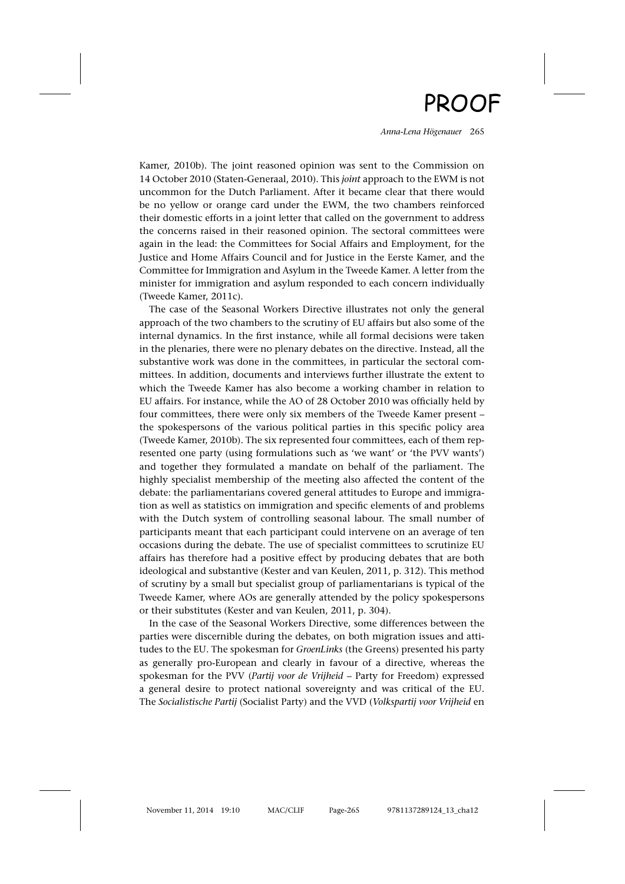Kamer, 2010b). The joint reasoned opinion was sent to the Commission on 14 October 2010 (Staten-Generaal, 2010). This *joint* approach to the EWM is not uncommon for the Dutch Parliament. After it became clear that there would be no yellow or orange card under the EWM, the two chambers reinforced their domestic efforts in a joint letter that called on the government to address the concerns raised in their reasoned opinion. The sectoral committees were again in the lead: the Committees for Social Affairs and Employment, for the Justice and Home Affairs Council and for Justice in the Eerste Kamer, and the Committee for Immigration and Asylum in the Tweede Kamer. A letter from the minister for immigration and asylum responded to each concern individually (Tweede Kamer, 2011c).

The case of the Seasonal Workers Directive illustrates not only the general approach of the two chambers to the scrutiny of EU affairs but also some of the internal dynamics. In the first instance, while all formal decisions were taken in the plenaries, there were no plenary debates on the directive. Instead, all the substantive work was done in the committees, in particular the sectoral committees. In addition, documents and interviews further illustrate the extent to which the Tweede Kamer has also become a working chamber in relation to EU affairs. For instance, while the AO of 28 October 2010 was officially held by four committees, there were only six members of the Tweede Kamer present – the spokespersons of the various political parties in this specific policy area (Tweede Kamer, 2010b). The six represented four committees, each of them represented one party (using formulations such as 'we want' or 'the PVV wants') and together they formulated a mandate on behalf of the parliament. The highly specialist membership of the meeting also affected the content of the debate: the parliamentarians covered general attitudes to Europe and immigration as well as statistics on immigration and specific elements of and problems with the Dutch system of controlling seasonal labour. The small number of participants meant that each participant could intervene on an average of ten occasions during the debate. The use of specialist committees to scrutinize EU affairs has therefore had a positive effect by producing debates that are both ideological and substantive (Kester and van Keulen, 2011, p. 312). This method of scrutiny by a small but specialist group of parliamentarians is typical of the Tweede Kamer, where AOs are generally attended by the policy spokespersons or their substitutes (Kester and van Keulen, 2011, p. 304).

In the case of the Seasonal Workers Directive, some differences between the parties were discernible during the debates, on both migration issues and attitudes to the EU. The spokesman for *GroenLinks* (the Greens) presented his party as generally pro-European and clearly in favour of a directive, whereas the spokesman for the PVV (*Partij voor de Vrijheid* – Party for Freedom) expressed a general desire to protect national sovereignty and was critical of the EU. The *Socialistische Partij* (Socialist Party) and the VVD (*Volkspartij voor Vrijheid* en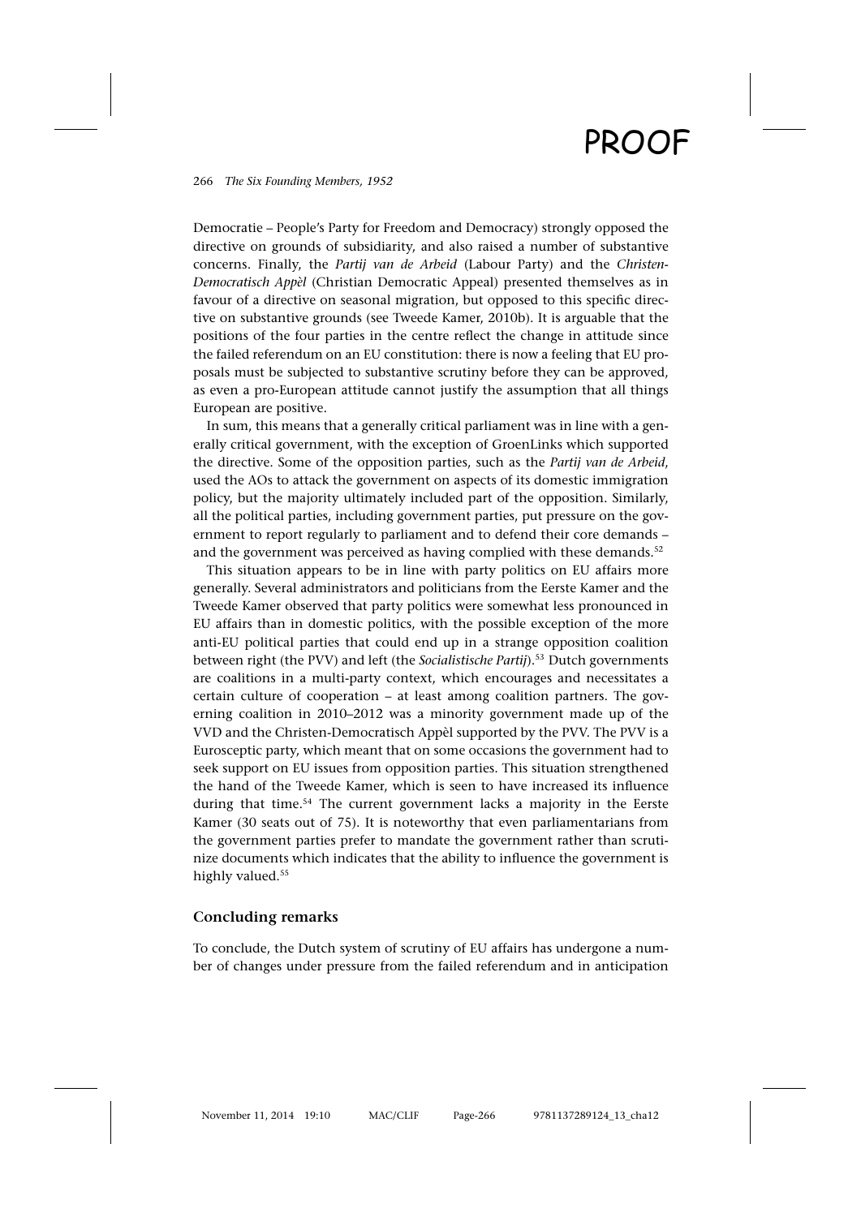Democratie – People's Party for Freedom and Democracy) strongly opposed the directive on grounds of subsidiarity, and also raised a number of substantive concerns. Finally, the *Partij van de Arbeid* (Labour Party) and the *Christen-Democratisch Appèl* (Christian Democratic Appeal) presented themselves as in favour of a directive on seasonal migration, but opposed to this specific directive on substantive grounds (see Tweede Kamer, 2010b). It is arguable that the positions of the four parties in the centre reflect the change in attitude since the failed referendum on an EU constitution: there is now a feeling that EU proposals must be subjected to substantive scrutiny before they can be approved, as even a pro-European attitude cannot justify the assumption that all things European are positive.

In sum, this means that a generally critical parliament was in line with a generally critical government, with the exception of GroenLinks which supported the directive. Some of the opposition parties, such as the *Partij van de Arbeid*, used the AOs to attack the government on aspects of its domestic immigration policy, but the majority ultimately included part of the opposition. Similarly, all the political parties, including government parties, put pressure on the government to report regularly to parliament and to defend their core demands – and the government was perceived as having complied with these demands.[52]

This situation appears to be in line with party politics on EU affairs more generally. Several administrators and politicians from the Eerste Kamer and the Tweede Kamer observed that party politics were somewhat less pronounced in EU affairs than in domestic politics, with the possible exception of the more anti-EU political parties that could end up in a strange opposition coalition between right (the PVV) and left (the *Socialistische Partij*).[53] Dutch governments are coalitions in a multi-party context, which encourages and necessitates a certain culture of cooperation – at least among coalition partners. The governing coalition in 2010–2012 was a minority government made up of the VVD and the Christen-Democratisch Appèl supported by the PVV. The PVV is a Eurosceptic party, which meant that on some occasions the government had to seek support on EU issues from opposition parties. This situation strengthened the hand of the Tweede Kamer, which is seen to have increased its influence during that time.[54] The current government lacks a majority in the Eerste Kamer (30 seats out of 75). It is noteworthy that even parliamentarians from the government parties prefer to mandate the government rather than scrutinize documents which indicates that the ability to influence the government is highly valued.[55]

## Concluding remarks

To conclude, the Dutch system of scrutiny of EU affairs has undergone a number of changes under pressure from the failed referendum and in anticipation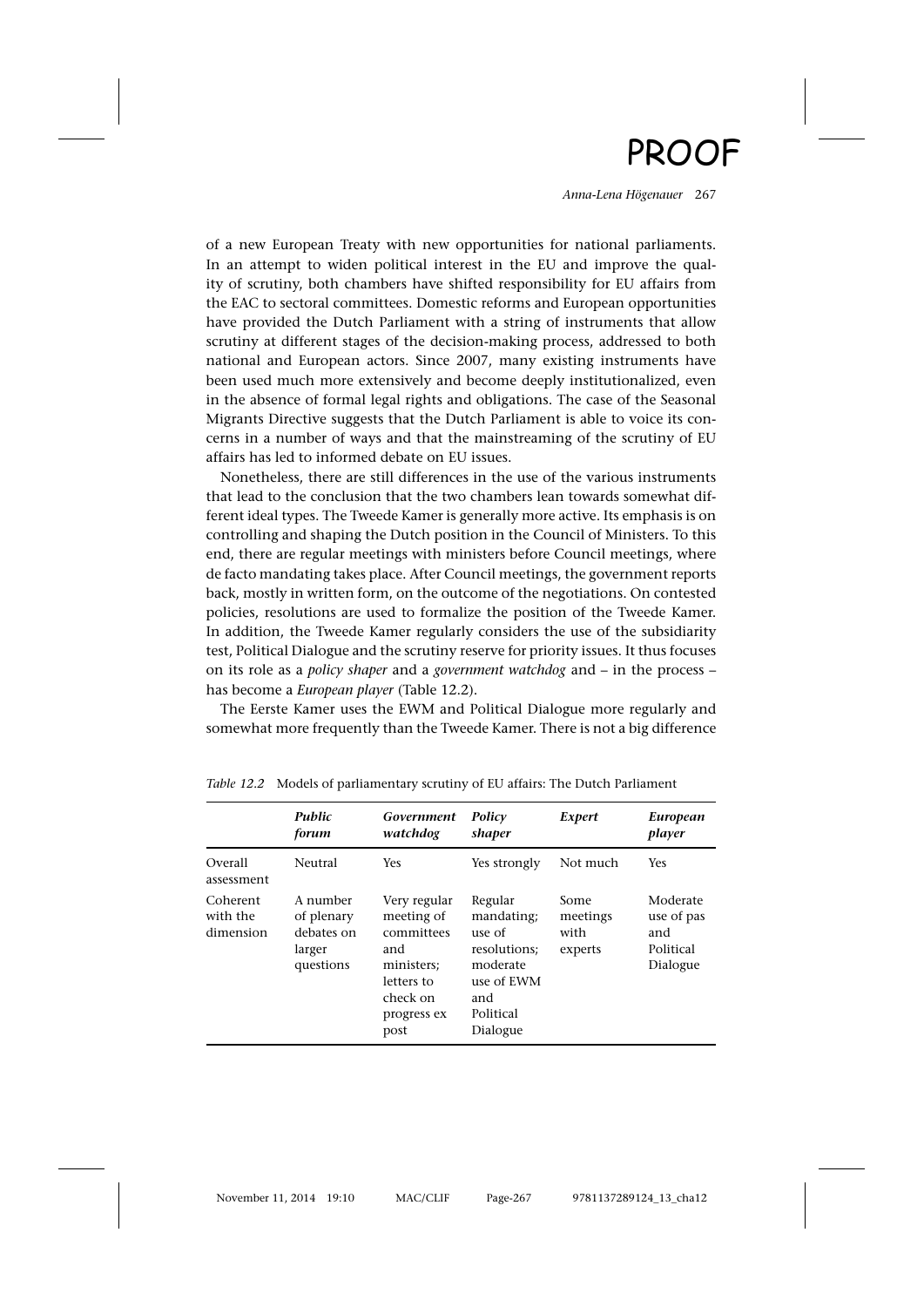of a new European Treaty with new opportunities for national parliaments. In an attempt to widen political interest in the EU and improve the quality of scrutiny, both chambers have shifted responsibility for EU affairs from the EAC to sectoral committees. Domestic reforms and European opportunities have provided the Dutch Parliament with a string of instruments that allow scrutiny at different stages of the decision-making process, addressed to both national and European actors. Since 2007, many existing instruments have been used much more extensively and become deeply institutionalized, even in the absence of formal legal rights and obligations. The case of the Seasonal Migrants Directive suggests that the Dutch Parliament is able to voice its concerns in a number of ways and that the mainstreaming of the scrutiny of EU affairs has led to informed debate on EU issues.

Nonetheless, there are still differences in the use of the various instruments that lead to the conclusion that the two chambers lean towards somewhat different ideal types. The Tweede Kamer is generally more active. Its emphasis is on controlling and shaping the Dutch position in the Council of Ministers. To this end, there are regular meetings with ministers before Council meetings, where de facto mandating takes place. After Council meetings, the government reports back, mostly in written form, on the outcome of the negotiations. On contested policies, resolutions are used to formalize the position of the Tweede Kamer. In addition, the Tweede Kamer regularly considers the use of the subsidiarity test, Political Dialogue and the scrutiny reserve for priority issues. It thus focuses on its role as a *policy shaper* and a *government watchdog* and – in the process – has become a *European player* (Table 12.2).

The Eerste Kamer uses the EWM and Political Dialogue more regularly and somewhat more frequently than the Tweede Kamer. There is not a big difference

*Table 12.2* Models of parliamentary scrutiny of EU affairs: The Dutch Parliament

| | *Public forum* | *Government watchdog* | *Policy shaper* | *Expert* | *European player* |
|---|---|---|---|---|---|
| Overall assessment | Neutral | Yes | Yes strongly | Not much | Yes |
| Coherent with the dimension | A number of plenary debates on larger questions | Very regular meeting of committees and ministers; letters to check on progress ex post | Regular mandating; use of resolutions; moderate use of EWM and Political Dialogue | Some meetings with experts | Moderate use of pas and Political Dialogue |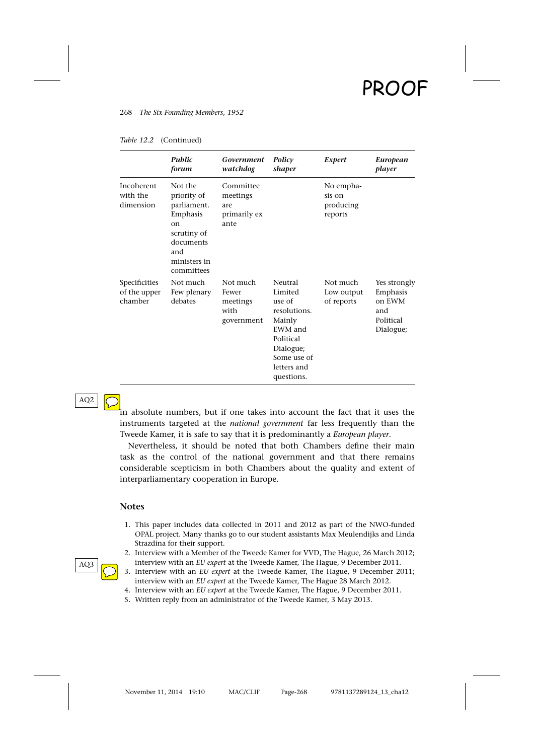*Table 12.2* (Continued)

| | ***Public forum*** | ***Government watchdog*** | ***Policy shaper*** | ***Expert*** | ***European player*** |
|---|---|---|---|---|---|
| Incoherent with the dimension | Not the priority of parliament. Emphasis on scrutiny of documents and ministers in committees | Committee meetings are primarily ex ante | | No emphasis on producing reports | |
| Specificities of the upper chamber | Not much Few plenary debates | Not much Fewer meetings with government | Neutral Limited use of resolutions. Mainly EWM and Political Dialogue; Some use of letters and questions. | Not much Low output of reports | Yes strongly Emphasis on EWM and Political Dialogue; |

in absolute numbers, but if one takes into account the fact that it uses the instruments targeted at the *national government* far less frequently than the Tweede Kamer, it is safe to say that it is predominantly a *European player*.

Nevertheless, it should be noted that both Chambers define their main task as the control of the national government and that there remains considerable scepticism in both Chambers about the quality and extent of interparliamentary cooperation in Europe.

## Notes

1. This paper includes data collected in 2011 and 2012 as part of the NWO-funded OPAL project. Many thanks go to our student assistants Max Meulendijks and Linda Strazdina for their support.
2. Interview with a Member of the Tweede Kamer for VVD, The Hague, 26 March 2012; interview with an *EU expert* at the Tweede Kamer, The Hague, 9 December 2011.
3. Interview with an *EU expert* at the Tweede Kamer, The Hague, 9 December 2011; interview with an *EU expert* at the Tweede Kamer, The Hague 28 March 2012.
4. Interview with an *EU expert* at the Tweede Kamer, The Hague, 9 December 2011.
5. Written reply from an administrator of the Tweede Kamer, 3 May 2013.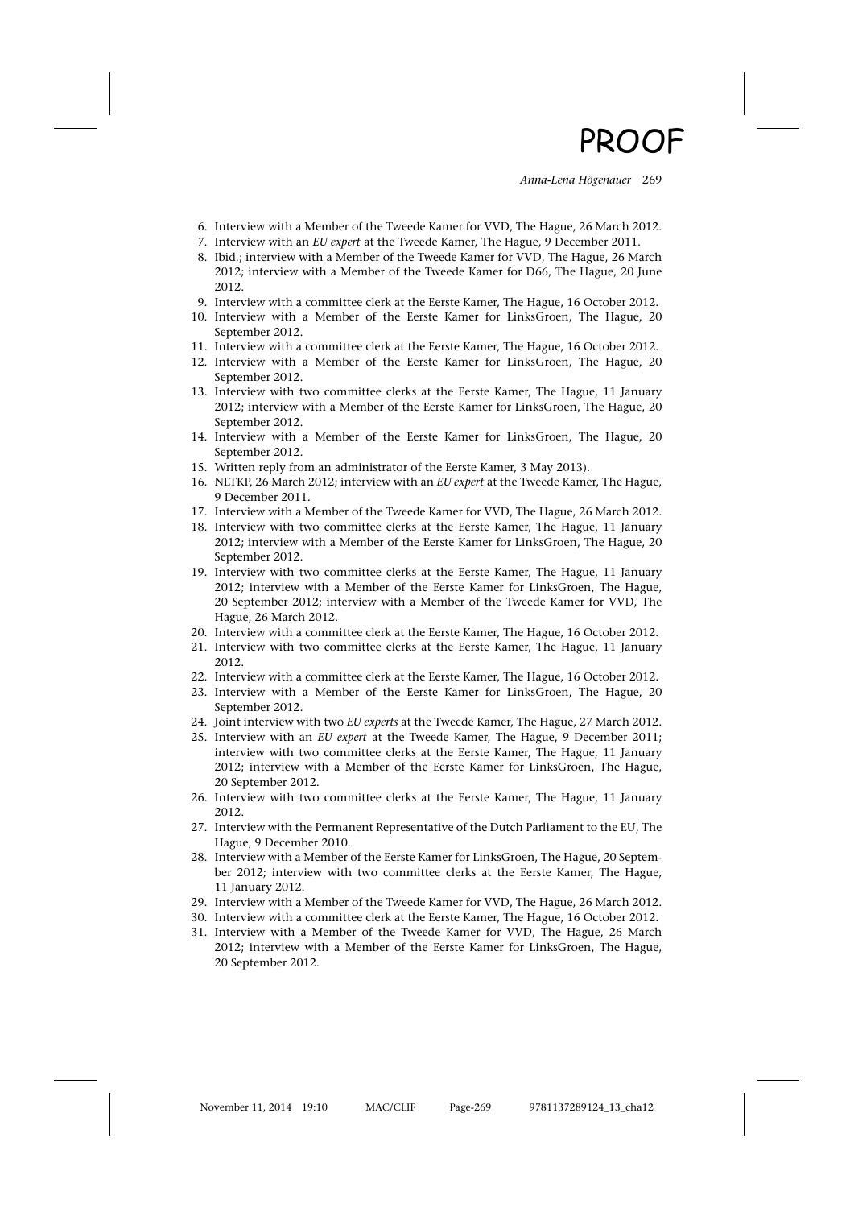6. Interview with a Member of the Tweede Kamer for VVD, The Hague, 26 March 2012.
7. Interview with an *EU expert* at the Tweede Kamer, The Hague, 9 December 2011.
8. Ibid.; interview with a Member of the Tweede Kamer for VVD, The Hague, 26 March 2012; interview with a Member of the Tweede Kamer for D66, The Hague, 20 June 2012.
9. Interview with a committee clerk at the Eerste Kamer, The Hague, 16 October 2012.
10. Interview with a Member of the Eerste Kamer for LinksGroen, The Hague, 20 September 2012.
11. Interview with a committee clerk at the Eerste Kamer, The Hague, 16 October 2012.
12. Interview with a Member of the Eerste Kamer for LinksGroen, The Hague, 20 September 2012.
13. Interview with two committee clerks at the Eerste Kamer, The Hague, 11 January 2012; interview with a Member of the Eerste Kamer for LinksGroen, The Hague, 20 September 2012.
14. Interview with a Member of the Eerste Kamer for LinksGroen, The Hague, 20 September 2012.
15. Written reply from an administrator of the Eerste Kamer, 3 May 2013).
16. NLTKP, 26 March 2012; interview with an *EU expert* at the Tweede Kamer, The Hague, 9 December 2011.
17. Interview with a Member of the Tweede Kamer for VVD, The Hague, 26 March 2012.
18. Interview with two committee clerks at the Eerste Kamer, The Hague, 11 January 2012; interview with a Member of the Eerste Kamer for LinksGroen, The Hague, 20 September 2012.
19. Interview with two committee clerks at the Eerste Kamer, The Hague, 11 January 2012; interview with a Member of the Eerste Kamer for LinksGroen, The Hague, 20 September 2012; interview with a Member of the Tweede Kamer for VVD, The Hague, 26 March 2012.
20. Interview with a committee clerk at the Eerste Kamer, The Hague, 16 October 2012.
21. Interview with two committee clerks at the Eerste Kamer, The Hague, 11 January 2012.
22. Interview with a committee clerk at the Eerste Kamer, The Hague, 16 October 2012.
23. Interview with a Member of the Eerste Kamer for LinksGroen, The Hague, 20 September 2012.
24. Joint interview with two *EU experts* at the Tweede Kamer, The Hague, 27 March 2012.
25. Interview with an *EU expert* at the Tweede Kamer, The Hague, 9 December 2011; interview with two committee clerks at the Eerste Kamer, The Hague, 11 January 2012; interview with a Member of the Eerste Kamer for LinksGroen, The Hague, 20 September 2012.
26. Interview with two committee clerks at the Eerste Kamer, The Hague, 11 January 2012.
27. Interview with the Permanent Representative of the Dutch Parliament to the EU, The Hague, 9 December 2010.
28. Interview with a Member of the Eerste Kamer for LinksGroen, The Hague, 20 September 2012; interview with two committee clerks at the Eerste Kamer, The Hague, 11 January 2012.
29. Interview with a Member of the Tweede Kamer for VVD, The Hague, 26 March 2012.
30. Interview with a committee clerk at the Eerste Kamer, The Hague, 16 October 2012.
31. Interview with a Member of the Tweede Kamer for VVD, The Hague, 26 March 2012; interview with a Member of the Eerste Kamer for LinksGroen, The Hague, 20 September 2012.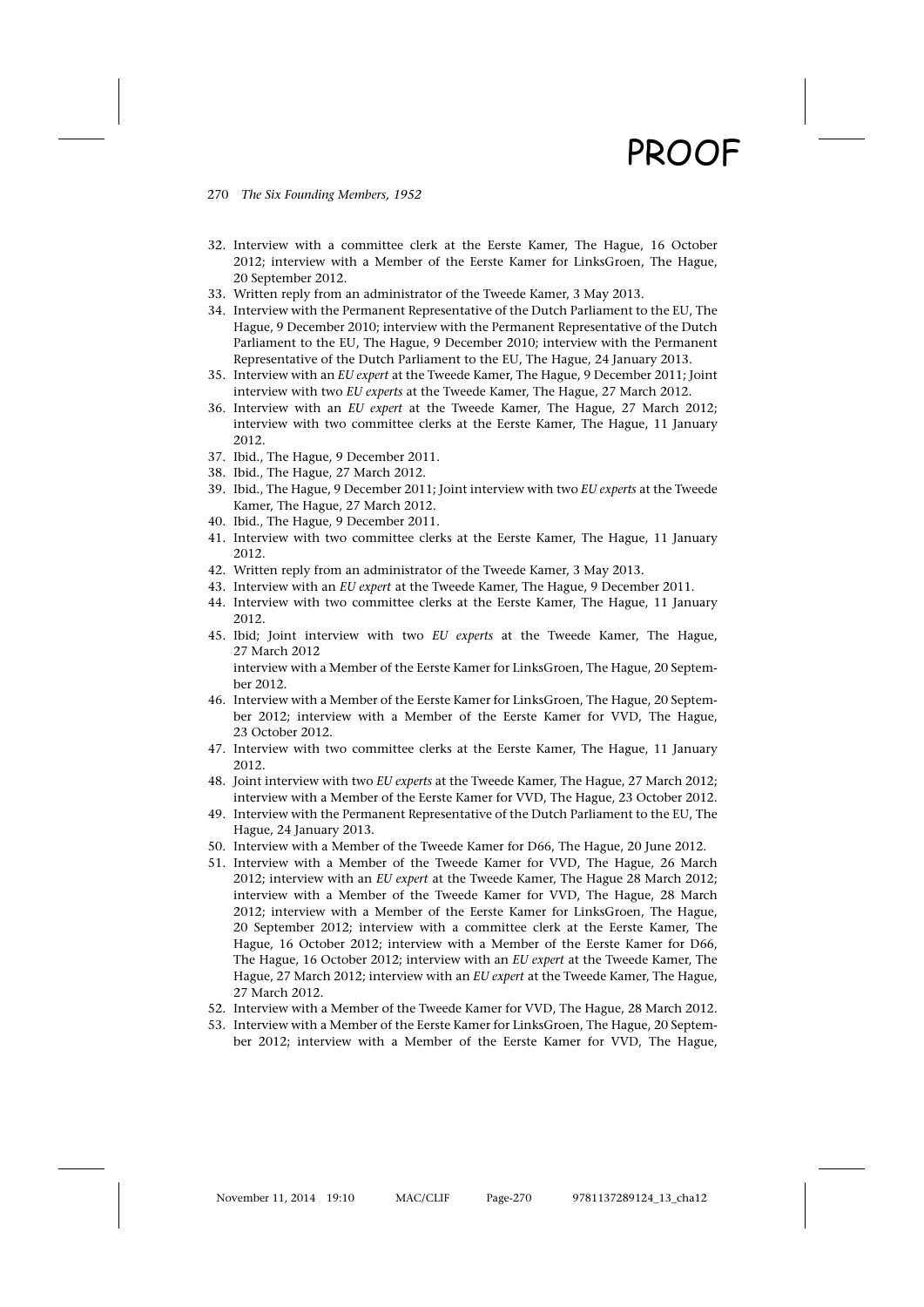32. Interview with a committee clerk at the Eerste Kamer, The Hague, 16 October 2012; interview with a Member of the Eerste Kamer for LinksGroen, The Hague, 20 September 2012.
33. Written reply from an administrator of the Tweede Kamer, 3 May 2013.
34. Interview with the Permanent Representative of the Dutch Parliament to the EU, The Hague, 9 December 2010; interview with the Permanent Representative of the Dutch Parliament to the EU, The Hague, 9 December 2010; interview with the Permanent Representative of the Dutch Parliament to the EU, The Hague, 24 January 2013.
35. Interview with an *EU expert* at the Tweede Kamer, The Hague, 9 December 2011; Joint interview with two *EU experts* at the Tweede Kamer, The Hague, 27 March 2012.
36. Interview with an *EU expert* at the Tweede Kamer, The Hague, 27 March 2012; interview with two committee clerks at the Eerste Kamer, The Hague, 11 January 2012.
37. Ibid., The Hague, 9 December 2011.
38. Ibid., The Hague, 27 March 2012.
39. Ibid., The Hague, 9 December 2011; Joint interview with two *EU experts* at the Tweede Kamer, The Hague, 27 March 2012.
40. Ibid., The Hague, 9 December 2011.
41. Interview with two committee clerks at the Eerste Kamer, The Hague, 11 January 2012.
42. Written reply from an administrator of the Tweede Kamer, 3 May 2013.
43. Interview with an *EU expert* at the Tweede Kamer, The Hague, 9 December 2011.
44. Interview with two committee clerks at the Eerste Kamer, The Hague, 11 January 2012.
45. Ibid; Joint interview with two *EU experts* at the Tweede Kamer, The Hague, 27 March 2012
    interview with a Member of the Eerste Kamer for LinksGroen, The Hague, 20 September 2012.
46. Interview with a Member of the Eerste Kamer for LinksGroen, The Hague, 20 September 2012; interview with a Member of the Eerste Kamer for VVD, The Hague, 23 October 2012.
47. Interview with two committee clerks at the Eerste Kamer, The Hague, 11 January 2012.
48. Joint interview with two *EU experts* at the Tweede Kamer, The Hague, 27 March 2012; interview with a Member of the Eerste Kamer for VVD, The Hague, 23 October 2012.
49. Interview with the Permanent Representative of the Dutch Parliament to the EU, The Hague, 24 January 2013.
50. Interview with a Member of the Tweede Kamer for D66, The Hague, 20 June 2012.
51. Interview with a Member of the Tweede Kamer for VVD, The Hague, 26 March 2012; interview with an *EU expert* at the Tweede Kamer, The Hague 28 March 2012; interview with a Member of the Tweede Kamer for VVD, The Hague, 28 March 2012; interview with a Member of the Eerste Kamer for LinksGroen, The Hague, 20 September 2012; interview with a committee clerk at the Eerste Kamer, The Hague, 16 October 2012; interview with a Member of the Eerste Kamer for D66, The Hague, 16 October 2012; interview with an *EU expert* at the Tweede Kamer, The Hague, 27 March 2012; interview with an *EU expert* at the Tweede Kamer, The Hague, 27 March 2012.
52. Interview with a Member of the Tweede Kamer for VVD, The Hague, 28 March 2012.
53. Interview with a Member of the Eerste Kamer for LinksGroen, The Hague, 20 September 2012; interview with a Member of the Eerste Kamer for VVD, The Hague,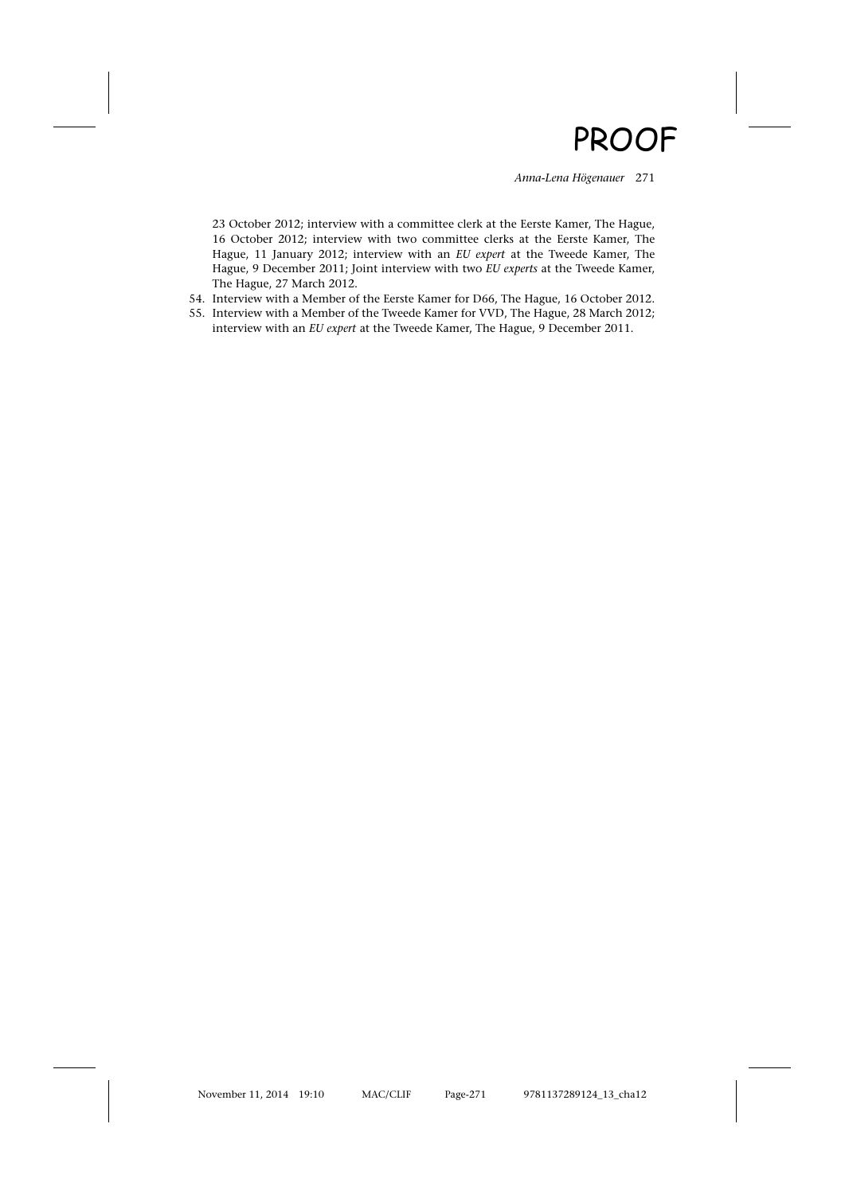23 October 2012; interview with a committee clerk at the Eerste Kamer, The Hague, 16 October 2012; interview with two committee clerks at the Eerste Kamer, The Hague, 11 January 2012; interview with an *EU expert* at the Tweede Kamer, The Hague, 9 December 2011; Joint interview with two *EU experts* at the Tweede Kamer, The Hague, 27 March 2012.

54. Interview with a Member of the Eerste Kamer for D66, The Hague, 16 October 2012.
55. Interview with a Member of the Tweede Kamer for VVD, The Hague, 28 March 2012; interview with an *EU expert* at the Tweede Kamer, The Hague, 9 December 2011.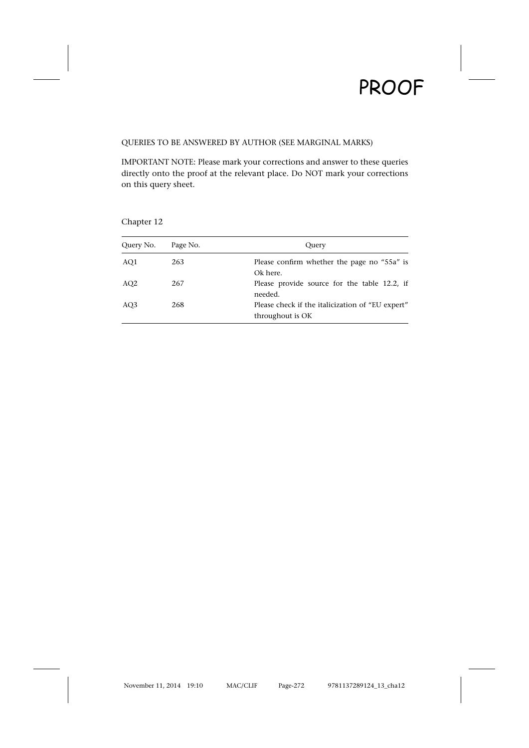# PROOF

QUERIES TO BE ANSWERED BY AUTHOR (SEE MARGINAL MARKS)

IMPORTANT NOTE: Please mark your corrections and answer to these queries directly onto the proof at the relevant place. Do NOT mark your corrections on this query sheet.

Chapter 12

| Query No. | Page No. | Query |
|---|---|---|
| AQ1 | 263 | Please confirm whether the page no "55a" is Ok here. |
| AQ2 | 267 | Please provide source for the table 12.2, if needed. |
| AQ3 | 268 | Please check if the italicization of "EU expert" throughout is OK |